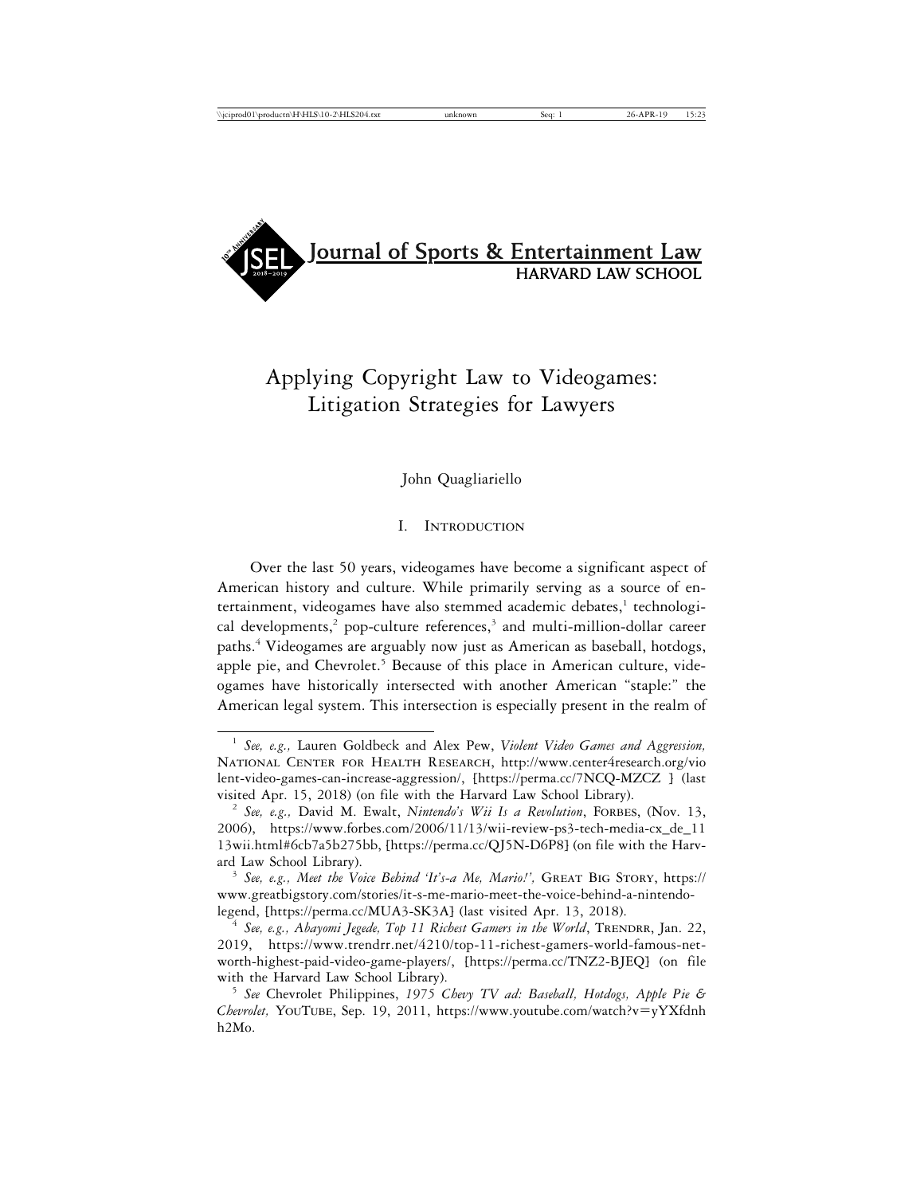Journal of Sports & Entertainment Law
HARVARD LAW SCHOOL

# Applying Copyright Law to Videogames: Litigation Strategies for Lawyers

John Quagliariello

## I. Introduction

Over the last 50 years, videogames have become a significant aspect of American history and culture. While primarily serving as a source of entertainment, videogames have also stemmed academic debates,[1] technological developments,[2] pop-culture references,[3] and multi-million-dollar career paths.[4] Videogames are arguably now just as American as baseball, hotdogs, apple pie, and Chevrolet.[5] Because of this place in American culture, videogames have historically intersected with another American "staple:" the American legal system. This intersection is especially present in the realm of

---

[1] *See, e.g.,* Lauren Goldbeck and Alex Pew, *Violent Video Games and Aggression,* National Center for Health Research, http://www.center4research.org/violent-video-games-can-increase-aggression/, [https://perma.cc/7NCQ-MZCZ ] (last visited Apr. 15, 2018) (on file with the Harvard Law School Library).

[2] *See, e.g.,* David M. Ewalt, *Nintendo's Wii Is a Revolution*, Forbes, (Nov. 13, 2006), https://www.forbes.com/2006/11/13/wii-review-ps3-tech-media-cx_de_1113wii.html#6cb7a5b275bb, [https://perma.cc/QJ5N-D6P8] (on file with the Harvard Law School Library).

[3] *See, e.g., Meet the Voice Behind 'It's-a Me, Mario!',* Great Big Story, https://www.greatbigstory.com/stories/it-s-me-mario-meet-the-voice-behind-a-nintendo-legend, [https://perma.cc/MUA3-SK3A] (last visited Apr. 13, 2018).

[4] *See, e.g., Abayomi Jegede, Top 11 Richest Gamers in the World*, Trendrr, Jan. 22, 2019, https://www.trendrr.net/4210/top-11-richest-gamers-world-famous-net-worth-highest-paid-video-game-players/, [https://perma.cc/TNZ2-BJEQ] (on file with the Harvard Law School Library).

[5] *See* Chevrolet Philippines, *1975 Chevy TV ad: Baseball, Hotdogs, Apple Pie & Chevrolet,* YouTube, Sep. 19, 2011, https://www.youtube.com/watch?v=yYXfdnhh2Mo.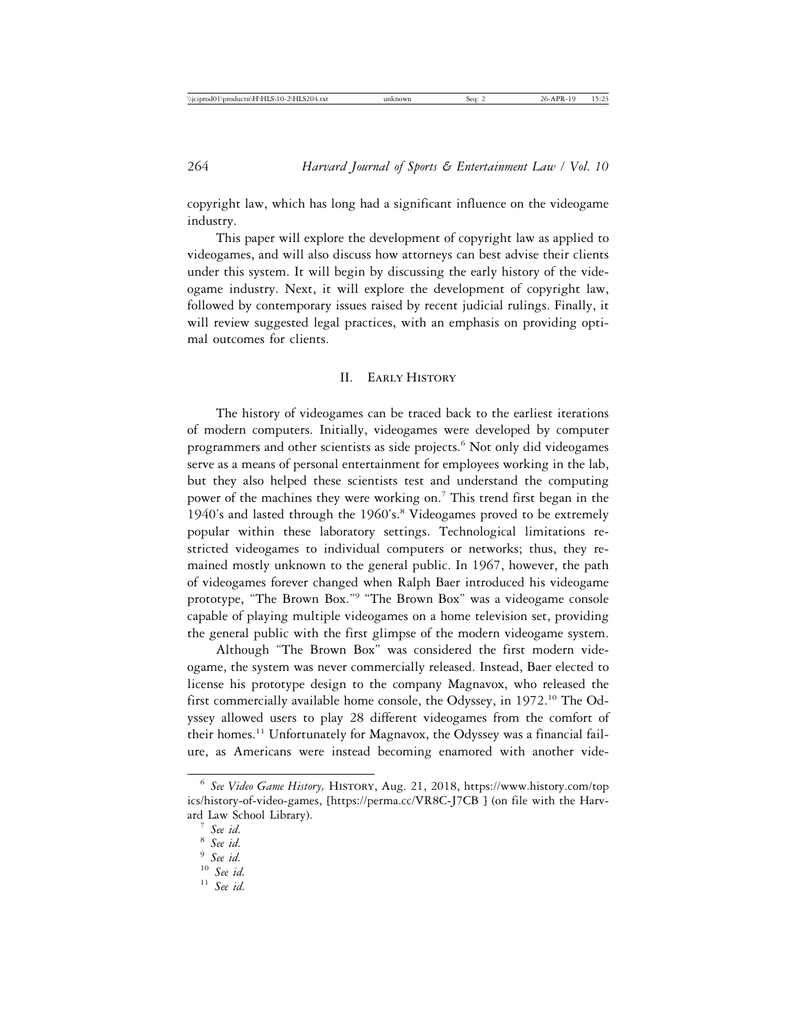copyright law, which has long had a significant influence on the videogame industry.

This paper will explore the development of copyright law as applied to videogames, and will also discuss how attorneys can best advise their clients under this system. It will begin by discussing the early history of the videogame industry. Next, it will explore the development of copyright law, followed by contemporary issues raised by recent judicial rulings. Finally, it will review suggested legal practices, with an emphasis on providing optimal outcomes for clients.

## II. Early History

The history of videogames can be traced back to the earliest iterations of modern computers. Initially, videogames were developed by computer programmers and other scientists as side projects.[6] Not only did videogames serve as a means of personal entertainment for employees working in the lab, but they also helped these scientists test and understand the computing power of the machines they were working on.[7] This trend first began in the 1940's and lasted through the 1960's.[8] Videogames proved to be extremely popular within these laboratory settings. Technological limitations restricted videogames to individual computers or networks; thus, they remained mostly unknown to the general public. In 1967, however, the path of videogames forever changed when Ralph Baer introduced his videogame prototype, "The Brown Box."[9] "The Brown Box" was a videogame console capable of playing multiple videogames on a home television set, providing the general public with the first glimpse of the modern videogame system.

Although "The Brown Box" was considered the first modern videogame, the system was never commercially released. Instead, Baer elected to license his prototype design to the company Magnavox, who released the first commercially available home console, the Odyssey, in 1972.[10] The Odyssey allowed users to play 28 different videogames from the comfort of their homes.[11] Unfortunately for Magnavox, the Odyssey was a financial failure, as Americans were instead becoming enamored with another vide-

---

[6] *See Video Game History,* History, Aug. 21, 2018, https://www.history.com/topics/history-of-video-games, [https://perma.cc/VR8C-J7CB ] (on file with the Harvard Law School Library).

[7] *See id.*

[8] *See id.*

[9] *See id.*

[10] *See id.*

[11] *See id.*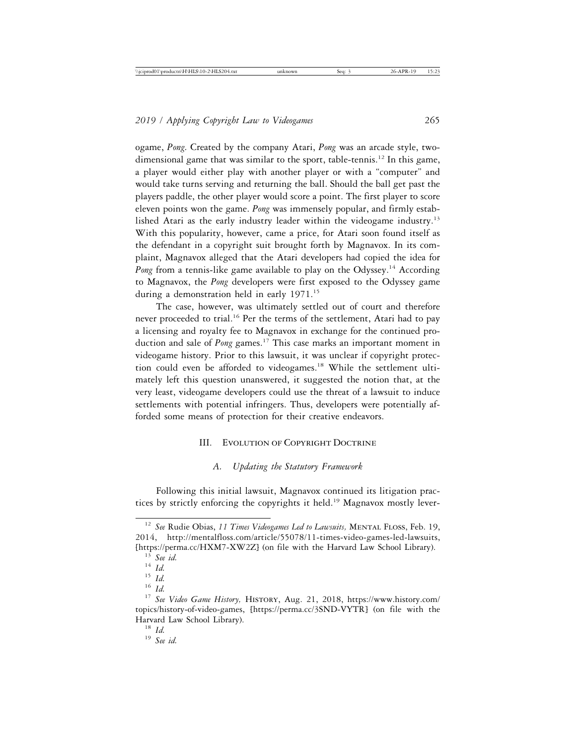ogame, *Pong*. Created by the company Atari, *Pong* was an arcade style, two-dimensional game that was similar to the sport, table-tennis.[12] In this game, a player would either play with another player or with a "computer" and would take turns serving and returning the ball. Should the ball get past the players paddle, the other player would score a point. The first player to score eleven points won the game. *Pong* was immensely popular, and firmly established Atari as the early industry leader within the videogame industry.[13] With this popularity, however, came a price, for Atari soon found itself as the defendant in a copyright suit brought forth by Magnavox. In its complaint, Magnavox alleged that the Atari developers had copied the idea for *Pong* from a tennis-like game available to play on the Odyssey.[14] According to Magnavox, the *Pong* developers were first exposed to the Odyssey game during a demonstration held in early 1971.[15]

The case, however, was ultimately settled out of court and therefore never proceeded to trial.[16] Per the terms of the settlement, Atari had to pay a licensing and royalty fee to Magnavox in exchange for the continued production and sale of *Pong* games.[17] This case marks an important moment in videogame history. Prior to this lawsuit, it was unclear if copyright protection could even be afforded to videogames.[18] While the settlement ultimately left this question unanswered, it suggested the notion that, at the very least, videogame developers could use the threat of a lawsuit to induce settlements with potential infringers. Thus, developers were potentially afforded some means of protection for their creative endeavors.

## III. Evolution of Copyright Doctrine

### *A. Updating the Statutory Framework*

Following this initial lawsuit, Magnavox continued its litigation practices by strictly enforcing the copyrights it held.[19] Magnavox mostly lever-

---

[12] *See* Rudie Obias, *11 Times Videogames Led to Lawsuits,* Mental Floss, Feb. 19, 2014, http://mentalfloss.com/article/55078/11-times-video-games-led-lawsuits, [https://perma.cc/HXM7-XW2Z] (on file with the Harvard Law School Library).

[13] *See id.*

[14] *Id.*

[15] *Id.*

[16] *Id.*

[17] *See Video Game History,* History, Aug. 21, 2018, https://www.history.com/topics/history-of-video-games, [https://perma.cc/3SND-VYTR] (on file with the Harvard Law School Library).

[18] *Id.*

[19] *See id.*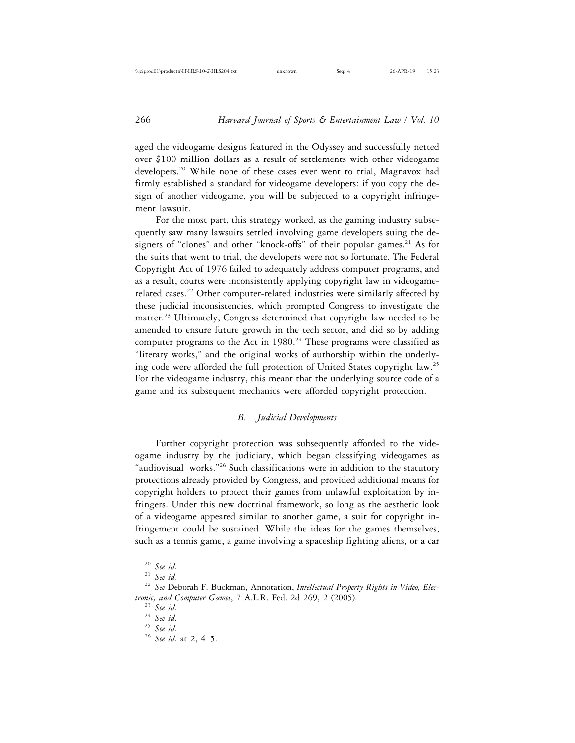aged the videogame designs featured in the Odyssey and successfully netted over $100 million dollars as a result of settlements with other videogame developers.[20] While none of these cases ever went to trial, Magnavox had firmly established a standard for videogame developers: if you copy the design of another videogame, you will be subjected to a copyright infringement lawsuit.

For the most part, this strategy worked, as the gaming industry subsequently saw many lawsuits settled involving game developers suing the designers of "clones" and other "knock-offs" of their popular games.[21] As for the suits that went to trial, the developers were not so fortunate. The Federal Copyright Act of 1976 failed to adequately address computer programs, and as a result, courts were inconsistently applying copyright law in videogame-related cases.[22] Other computer-related industries were similarly affected by these judicial inconsistencies, which prompted Congress to investigate the matter.[23] Ultimately, Congress determined that copyright law needed to be amended to ensure future growth in the tech sector, and did so by adding computer programs to the Act in 1980.[24] These programs were classified as "literary works," and the original works of authorship within the underlying code were afforded the full protection of United States copyright law.[25] For the videogame industry, this meant that the underlying source code of a game and its subsequent mechanics were afforded copyright protection.

### *B. Judicial Developments*

Further copyright protection was subsequently afforded to the videogame industry by the judiciary, which began classifying videogames as "audiovisual works."[26] Such classifications were in addition to the statutory protections already provided by Congress, and provided additional means for copyright holders to protect their games from unlawful exploitation by infringers. Under this new doctrinal framework, so long as the aesthetic look of a videogame appeared similar to another game, a suit for copyright infringement could be sustained. While the ideas for the games themselves, such as a tennis game, a game involving a spaceship fighting aliens, or a car

---

[20] *See id.*

[21] *See id.*

[22] *See* Deborah F. Buckman, Annotation, *Intellectual Property Rights in Video, Electronic, and Computer Games*, 7 A.L.R. Fed. 2d 269, 2 (2005).

[23] *See id.*

[24] *See id*.

[25] *See id.*

[26] *See id.* at 2, 4–5.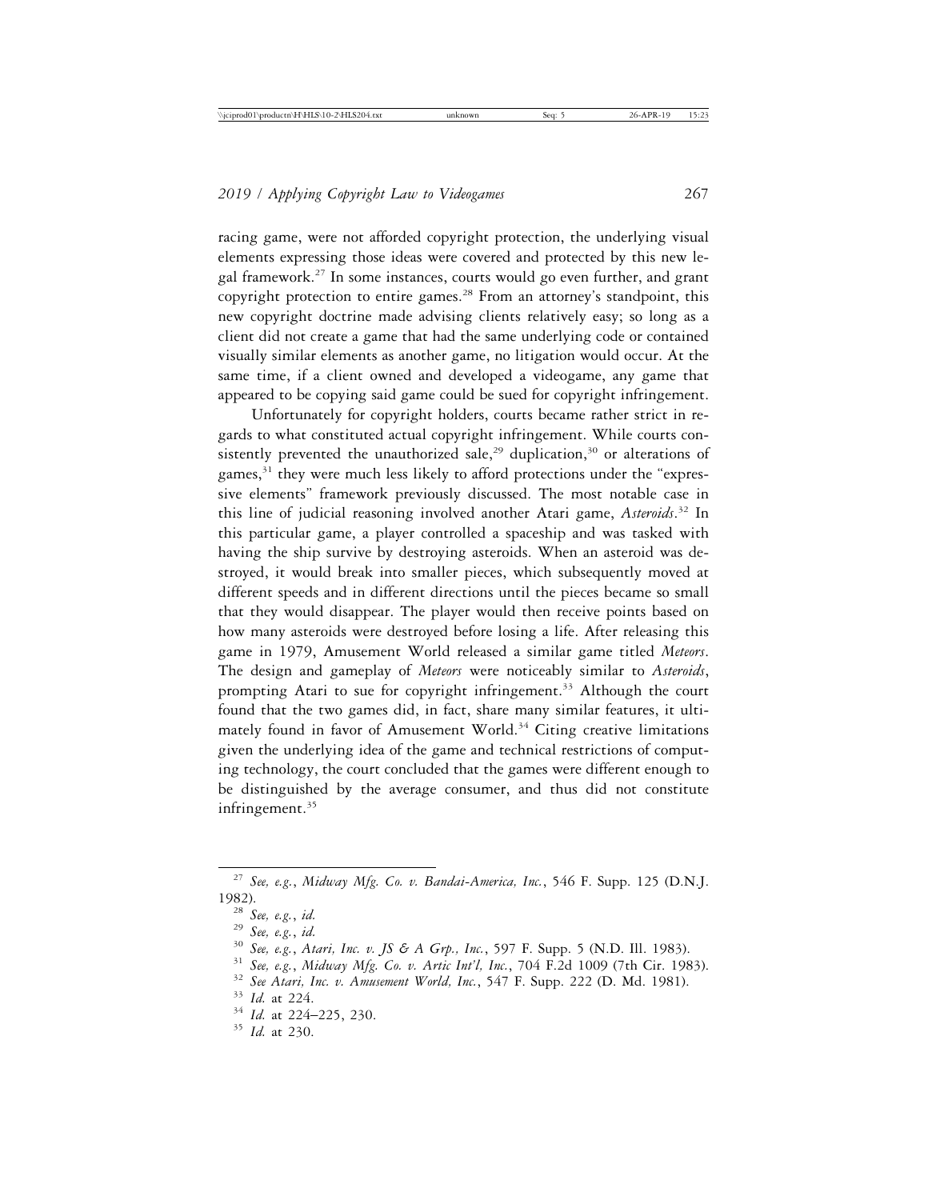racing game, were not afforded copyright protection, the underlying visual elements expressing those ideas were covered and protected by this new legal framework.[27] In some instances, courts would go even further, and grant copyright protection to entire games.[28] From an attorney's standpoint, this new copyright doctrine made advising clients relatively easy; so long as a client did not create a game that had the same underlying code or contained visually similar elements as another game, no litigation would occur. At the same time, if a client owned and developed a videogame, any game that appeared to be copying said game could be sued for copyright infringement.

Unfortunately for copyright holders, courts became rather strict in regards to what constituted actual copyright infringement. While courts consistently prevented the unauthorized sale,[29] duplication,[30] or alterations of games,[31] they were much less likely to afford protections under the "expressive elements" framework previously discussed. The most notable case in this line of judicial reasoning involved another Atari game, *Asteroids*.[32] In this particular game, a player controlled a spaceship and was tasked with having the ship survive by destroying asteroids. When an asteroid was destroyed, it would break into smaller pieces, which subsequently moved at different speeds and in different directions until the pieces became so small that they would disappear. The player would then receive points based on how many asteroids were destroyed before losing a life. After releasing this game in 1979, Amusement World released a similar game titled *Meteors*. The design and gameplay of *Meteors* were noticeably similar to *Asteroids*, prompting Atari to sue for copyright infringement.[33] Although the court found that the two games did, in fact, share many similar features, it ultimately found in favor of Amusement World.[34] Citing creative limitations given the underlying idea of the game and technical restrictions of computing technology, the court concluded that the games were different enough to be distinguished by the average consumer, and thus did not constitute infringement.[35]

---

[27] *See, e.g.*, *Midway Mfg. Co. v. Bandai-America, Inc.*, 546 F. Supp. 125 (D.N.J. 1982).

[28] *See, e.g.*, *id.*

[29] *See, e.g.*, *id.*

[30] *See, e.g.*, *Atari, Inc. v. JS & A Grp., Inc.*, 597 F. Supp. 5 (N.D. Ill. 1983).

[31] *See, e.g.*, *Midway Mfg. Co. v. Artic Int'l, Inc.*, 704 F.2d 1009 (7th Cir. 1983).

[32] *See Atari, Inc. v. Amusement World, Inc.*, 547 F. Supp. 222 (D. Md. 1981).

[33] *Id.* at 224.

[34] *Id.* at 224–225, 230.

[35] *Id.* at 230.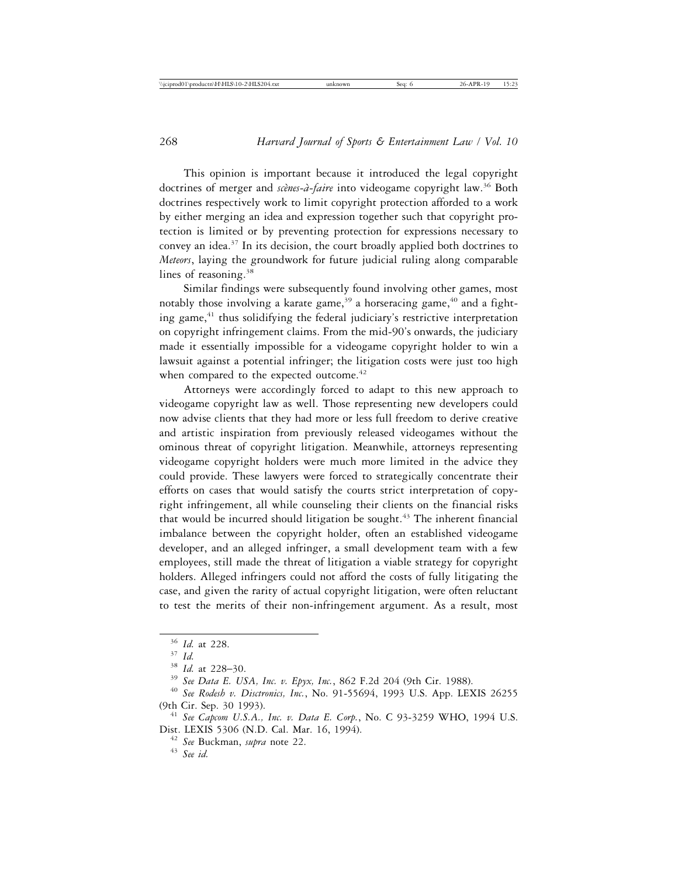This opinion is important because it introduced the legal copyright doctrines of merger and *scènes-à-faire* into videogame copyright law.[36] Both doctrines respectively work to limit copyright protection afforded to a work by either merging an idea and expression together such that copyright protection is limited or by preventing protection for expressions necessary to convey an idea.[37] In its decision, the court broadly applied both doctrines to *Meteors*, laying the groundwork for future judicial ruling along comparable lines of reasoning.[38]

Similar findings were subsequently found involving other games, most notably those involving a karate game,[39] a horseracing game,[40] and a fighting game,[41] thus solidifying the federal judiciary's restrictive interpretation on copyright infringement claims. From the mid-90's onwards, the judiciary made it essentially impossible for a videogame copyright holder to win a lawsuit against a potential infringer; the litigation costs were just too high when compared to the expected outcome.[42]

Attorneys were accordingly forced to adapt to this new approach to videogame copyright law as well. Those representing new developers could now advise clients that they had more or less full freedom to derive creative and artistic inspiration from previously released videogames without the ominous threat of copyright litigation. Meanwhile, attorneys representing videogame copyright holders were much more limited in the advice they could provide. These lawyers were forced to strategically concentrate their efforts on cases that would satisfy the courts strict interpretation of copyright infringement, all while counseling their clients on the financial risks that would be incurred should litigation be sought.[43] The inherent financial imbalance between the copyright holder, often an established videogame developer, and an alleged infringer, a small development team with a few employees, still made the threat of litigation a viable strategy for copyright holders. Alleged infringers could not afford the costs of fully litigating the case, and given the rarity of actual copyright litigation, were often reluctant to test the merits of their non-infringement argument. As a result, most

---

[36] *Id.* at 228.

[37] *Id.*

[38] *Id.* at 228–30.

[39] *See Data E. USA, Inc. v. Epyx, Inc.*, 862 F.2d 204 (9th Cir. 1988).

[40] *See Rodesh v. Disctronics, Inc.*, No. 91-55694, 1993 U.S. App. LEXIS 26255 (9th Cir. Sep. 30 1993).

[41] *See Capcom U.S.A., Inc. v. Data E. Corp.*, No. C 93-3259 WHO, 1994 U.S. Dist. LEXIS 5306 (N.D. Cal. Mar. 16, 1994).

[42] *See* Buckman, *supra* note 22.

[43] *See id.*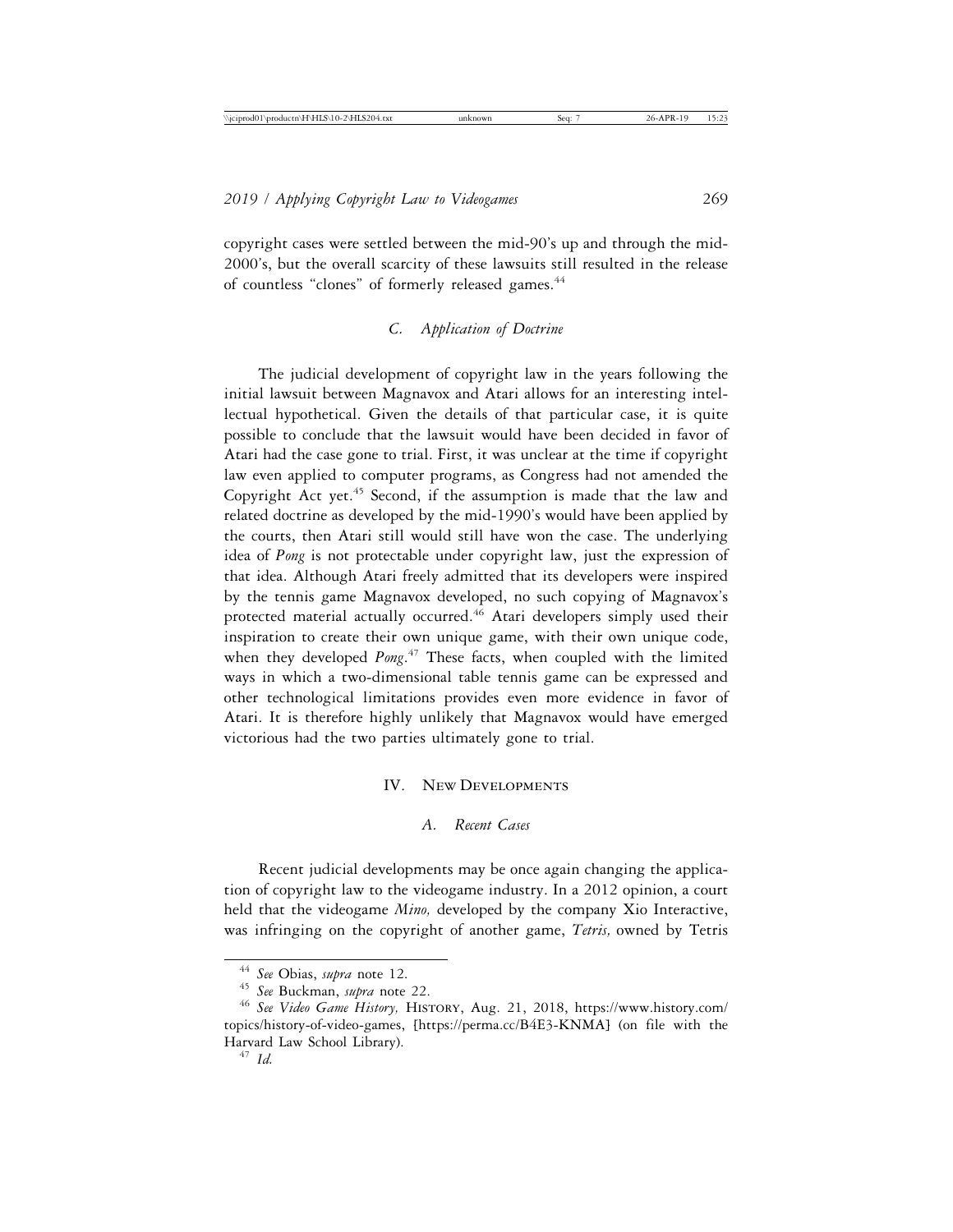copyright cases were settled between the mid-90's up and through the mid-2000's, but the overall scarcity of these lawsuits still resulted in the release of countless "clones" of formerly released games.[44]

### *C. Application of Doctrine*

The judicial development of copyright law in the years following the initial lawsuit between Magnavox and Atari allows for an interesting intellectual hypothetical. Given the details of that particular case, it is quite possible to conclude that the lawsuit would have been decided in favor of Atari had the case gone to trial. First, it was unclear at the time if copyright law even applied to computer programs, as Congress had not amended the Copyright Act yet.[45] Second, if the assumption is made that the law and related doctrine as developed by the mid-1990's would have been applied by the courts, then Atari still would still have won the case. The underlying idea of *Pong* is not protectable under copyright law, just the expression of that idea. Although Atari freely admitted that its developers were inspired by the tennis game Magnavox developed, no such copying of Magnavox's protected material actually occurred.[46] Atari developers simply used their inspiration to create their own unique game, with their own unique code, when they developed *Pong*.[47] These facts, when coupled with the limited ways in which a two-dimensional table tennis game can be expressed and other technological limitations provides even more evidence in favor of Atari. It is therefore highly unlikely that Magnavox would have emerged victorious had the two parties ultimately gone to trial.

## IV. New Developments

### *A. Recent Cases*

Recent judicial developments may be once again changing the application of copyright law to the videogame industry. In a 2012 opinion, a court held that the videogame *Mino,* developed by the company Xio Interactive, was infringing on the copyright of another game, *Tetris,* owned by Tetris

---

[44] *See* Obias, *supra* note 12.

[45] *See* Buckman, *supra* note 22.

[46] *See Video Game History,* History, Aug. 21, 2018, https://www.history.com/topics/history-of-video-games, [https://perma.cc/B4E3-KNMA] (on file with the Harvard Law School Library).

[47] *Id.*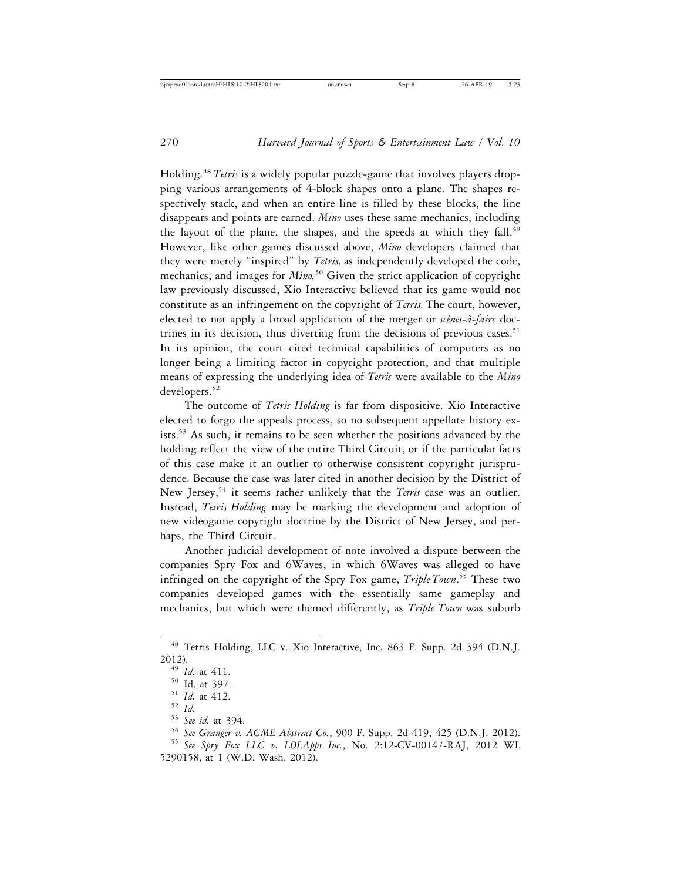Holding.[48] *Tetris* is a widely popular puzzle-game that involves players dropping various arrangements of 4-block shapes onto a plane. The shapes respectively stack, and when an entire line is filled by these blocks, the line disappears and points are earned. *Mino* uses these same mechanics, including the layout of the plane, the shapes, and the speeds at which they fall.[49] However, like other games discussed above, *Mino* developers claimed that they were merely "inspired" by *Tetris,* as independently developed the code, mechanics, and images for *Mino.*[50] Given the strict application of copyright law previously discussed, Xio Interactive believed that its game would not constitute as an infringement on the copyright of *Tetris.* The court, however, elected to not apply a broad application of the merger or *scènes-à-faire* doctrines in its decision, thus diverting from the decisions of previous cases.[51] In its opinion, the court cited technical capabilities of computers as no longer being a limiting factor in copyright protection, and that multiple means of expressing the underlying idea of *Tetris* were available to the *Mino* developers.[52]

The outcome of *Tetris Holding* is far from dispositive. Xio Interactive elected to forgo the appeals process, so no subsequent appellate history exists.[53] As such, it remains to be seen whether the positions advanced by the holding reflect the view of the entire Third Circuit, or if the particular facts of this case make it an outlier to otherwise consistent copyright jurisprudence. Because the case was later cited in another decision by the District of New Jersey,[54] it seems rather unlikely that the *Tetris* case was an outlier. Instead, *Tetris Holding* may be marking the development and adoption of new videogame copyright doctrine by the District of New Jersey, and perhaps, the Third Circuit.

Another judicial development of note involved a dispute between the companies Spry Fox and 6Waves, in which 6Waves was alleged to have infringed on the copyright of the Spry Fox game, *TripleTown*.[55] These two companies developed games with the essentially same gameplay and mechanics, but which were themed differently, as *Triple Town* was suburb

---

[48] Tetris Holding, LLC v. Xio Interactive, Inc. 863 F. Supp. 2d 394 (D.N.J. 2012).

[49] *Id.* at 411.

[50] Id. at 397.

[51] *Id.* at 412.

[52] *Id.*

[53] *See id.* at 394.

[54] *See Granger v. ACME Abstract Co.*, 900 F. Supp. 2d 419, 425 (D.N.J. 2012).

[55] *See Spry Fox LLC v. LOLApps Inc.*, No. 2:12-CV-00147-RAJ, 2012 WL 5290158, at 1 (W.D. Wash. 2012).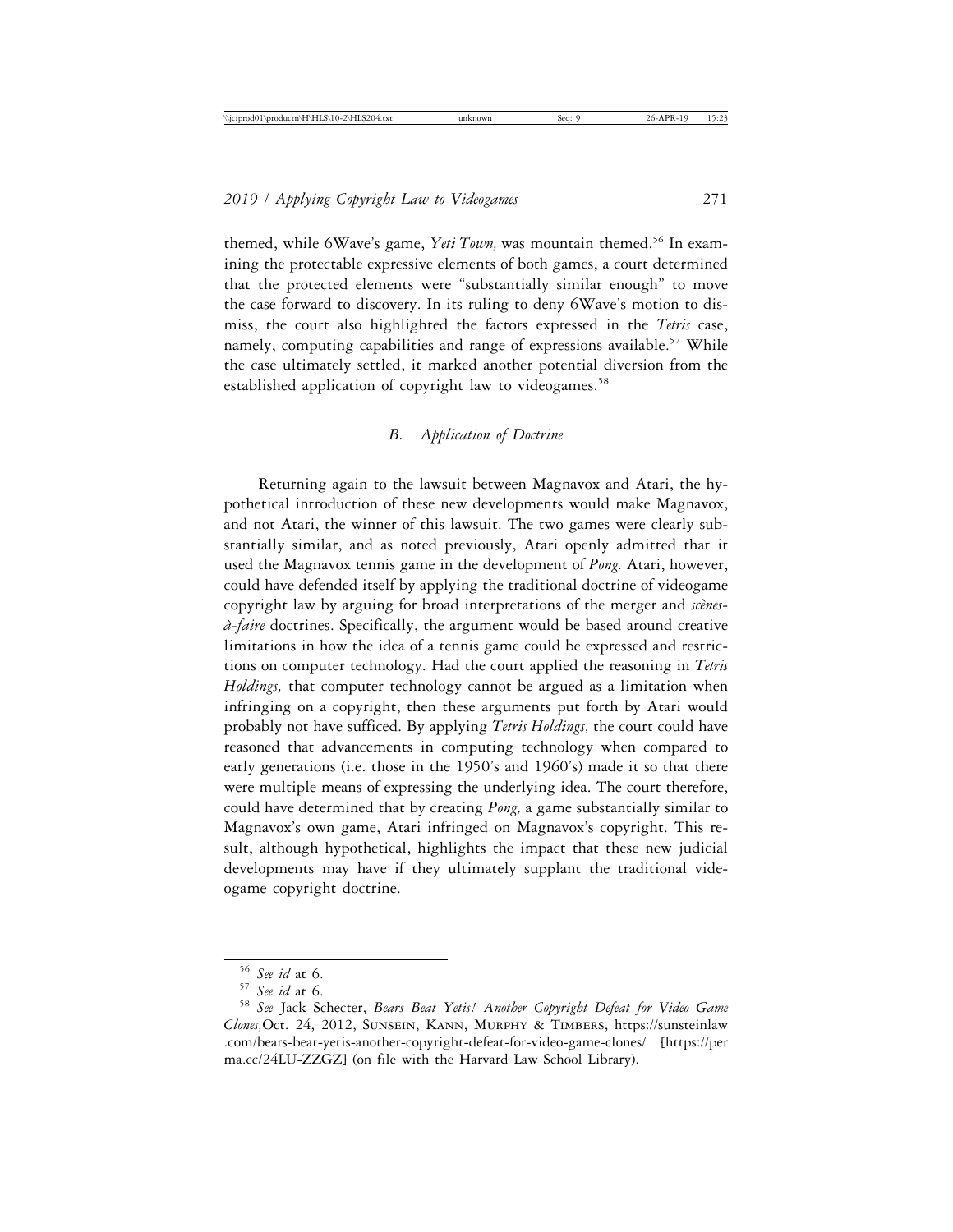themed, while 6Wave's game, *Yeti Town,* was mountain themed.[56] In examining the protectable expressive elements of both games, a court determined that the protected elements were "substantially similar enough" to move the case forward to discovery. In its ruling to deny 6Wave's motion to dismiss, the court also highlighted the factors expressed in the *Tetris* case, namely, computing capabilities and range of expressions available.[57] While the case ultimately settled, it marked another potential diversion from the established application of copyright law to videogames.[58]

### *B. Application of Doctrine*

Returning again to the lawsuit between Magnavox and Atari, the hypothetical introduction of these new developments would make Magnavox, and not Atari, the winner of this lawsuit. The two games were clearly substantially similar, and as noted previously, Atari openly admitted that it used the Magnavox tennis game in the development of *Pong.* Atari, however, could have defended itself by applying the traditional doctrine of videogame copyright law by arguing for broad interpretations of the merger and *scènes-à-faire* doctrines. Specifically, the argument would be based around creative limitations in how the idea of a tennis game could be expressed and restrictions on computer technology. Had the court applied the reasoning in *Tetris Holdings,* that computer technology cannot be argued as a limitation when infringing on a copyright, then these arguments put forth by Atari would probably not have sufficed. By applying *Tetris Holdings,* the court could have reasoned that advancements in computing technology when compared to early generations (i.e. those in the 1950's and 1960's) made it so that there were multiple means of expressing the underlying idea. The court therefore, could have determined that by creating *Pong,* a game substantially similar to Magnavox's own game, Atari infringed on Magnavox's copyright. This result, although hypothetical, highlights the impact that these new judicial developments may have if they ultimately supplant the traditional videogame copyright doctrine.

---

[56] *See id* at 6.

[57] *See id* at 6.

[58] *See* Jack Schecter, *Bears Beat Yetis! Another Copyright Defeat for Video Game Clones,*Oct. 24, 2012, SUNSEIN, KANN, MURPHY & TIMBERS, https://sunsteinlaw.com/bears-beat-yetis-another-copyright-defeat-for-video-game-clones/ [https://perma.cc/24LU-ZZGZ] (on file with the Harvard Law School Library).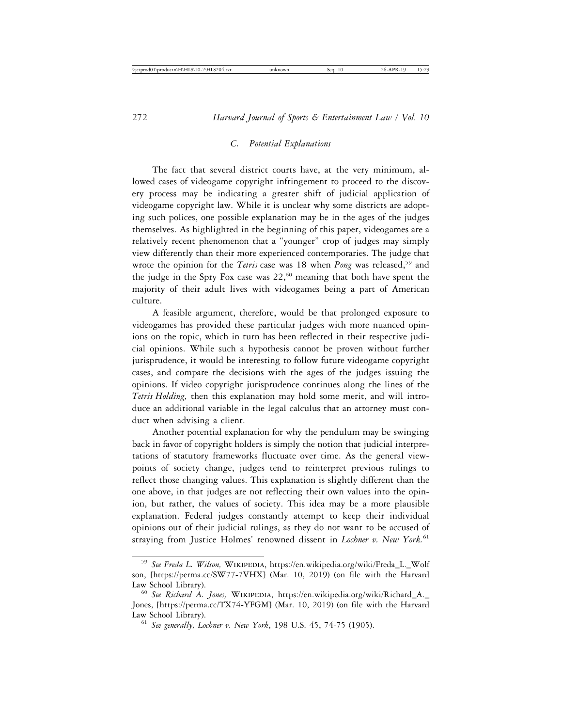### C. Potential Explanations

The fact that several district courts have, at the very minimum, allowed cases of videogame copyright infringement to proceed to the discovery process may be indicating a greater shift of judicial application of videogame copyright law. While it is unclear why some districts are adopting such polices, one possible explanation may be in the ages of the judges themselves. As highlighted in the beginning of this paper, videogames are a relatively recent phenomenon that a "younger" crop of judges may simply view differently than their more experienced contemporaries. The judge that wrote the opinion for the *Tetris* case was 18 when *Pong* was released,[59] and the judge in the Spry Fox case was 22,[60] meaning that both have spent the majority of their adult lives with videogames being a part of American culture.

A feasible argument, therefore, would be that prolonged exposure to videogames has provided these particular judges with more nuanced opinions on the topic, which in turn has been reflected in their respective judicial opinions. While such a hypothesis cannot be proven without further jurisprudence, it would be interesting to follow future videogame copyright cases, and compare the decisions with the ages of the judges issuing the opinions. If video copyright jurisprudence continues along the lines of the *Tetris Holding,* then this explanation may hold some merit, and will introduce an additional variable in the legal calculus that an attorney must conduct when advising a client.

Another potential explanation for why the pendulum may be swinging back in favor of copyright holders is simply the notion that judicial interpretations of statutory frameworks fluctuate over time. As the general viewpoints of society change, judges tend to reinterpret previous rulings to reflect those changing values. This explanation is slightly different than the one above, in that judges are not reflecting their own values into the opinion, but rather, the values of society. This idea may be a more plausible explanation. Federal judges constantly attempt to keep their individual opinions out of their judicial rulings, as they do not want to be accused of straying from Justice Holmes' renowned dissent in *Lochner v. New York.*[61]

---

[59] *See Freda L. Wilson,* WIKIPEDIA, https://en.wikipedia.org/wiki/Freda_L._Wolfson, [https://perma.cc/SW77-7VHX] (Mar. 10, 2019) (on file with the Harvard Law School Library).

[60] *See Richard A. Jones,* WIKIPEDIA, https://en.wikipedia.org/wiki/Richard_A._Jones, [https://perma.cc/TX74-YFGM] (Mar. 10, 2019) (on file with the Harvard Law School Library).

[61] *See generally, Lochner v. New York*, 198 U.S. 45, 74-75 (1905).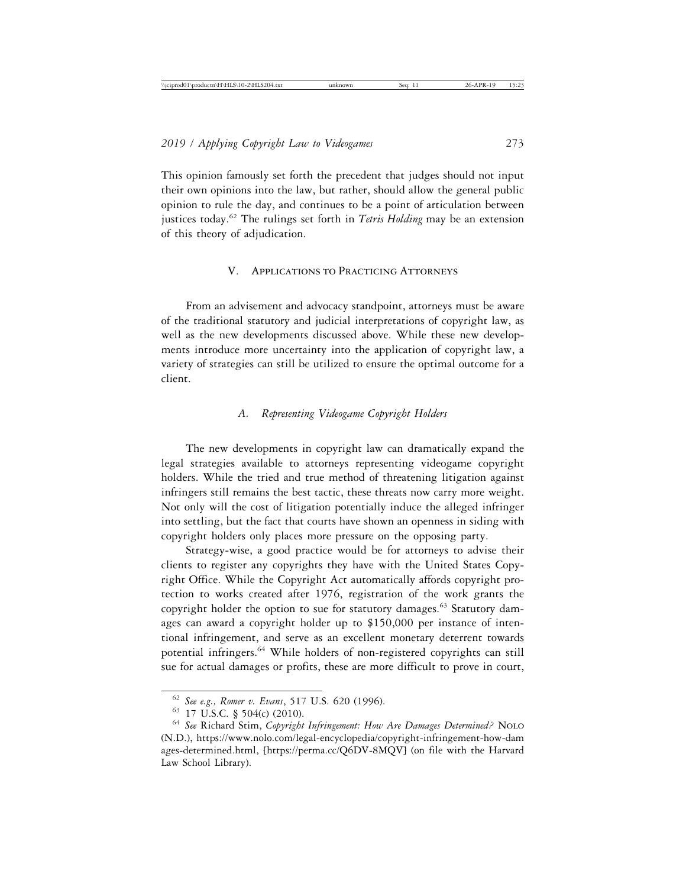This opinion famously set forth the precedent that judges should not input their own opinions into the law, but rather, should allow the general public opinion to rule the day, and continues to be a point of articulation between justices today.[62] The rulings set forth in *Tetris Holding* may be an extension of this theory of adjudication.

## V. Applications to Practicing Attorneys

From an advisement and advocacy standpoint, attorneys must be aware of the traditional statutory and judicial interpretations of copyright law, as well as the new developments discussed above. While these new developments introduce more uncertainty into the application of copyright law, a variety of strategies can still be utilized to ensure the optimal outcome for a client.

### *A. Representing Videogame Copyright Holders*

The new developments in copyright law can dramatically expand the legal strategies available to attorneys representing videogame copyright holders. While the tried and true method of threatening litigation against infringers still remains the best tactic, these threats now carry more weight. Not only will the cost of litigation potentially induce the alleged infringer into settling, but the fact that courts have shown an openness in siding with copyright holders only places more pressure on the opposing party.

Strategy-wise, a good practice would be for attorneys to advise their clients to register any copyrights they have with the United States Copyright Office. While the Copyright Act automatically affords copyright protection to works created after 1976, registration of the work grants the copyright holder the option to sue for statutory damages.[63] Statutory damages can award a copyright holder up to $150,000 per instance of intentional infringement, and serve as an excellent monetary deterrent towards potential infringers.[64] While holders of non-registered copyrights can still sue for actual damages or profits, these are more difficult to prove in court,

---

[62] *See e.g., Romer v. Evans*, 517 U.S. 620 (1996).

[63] 17 U.S.C. § 504(c) (2010).

[64] *See* Richard Stim, *Copyright Infringement: How Are Damages Determined?* NOLO (N.D.), https://www.nolo.com/legal-encyclopedia/copyright-infringement-how-damages-determined.html, [https://perma.cc/Q6DV-8MQV] (on file with the Harvard Law School Library).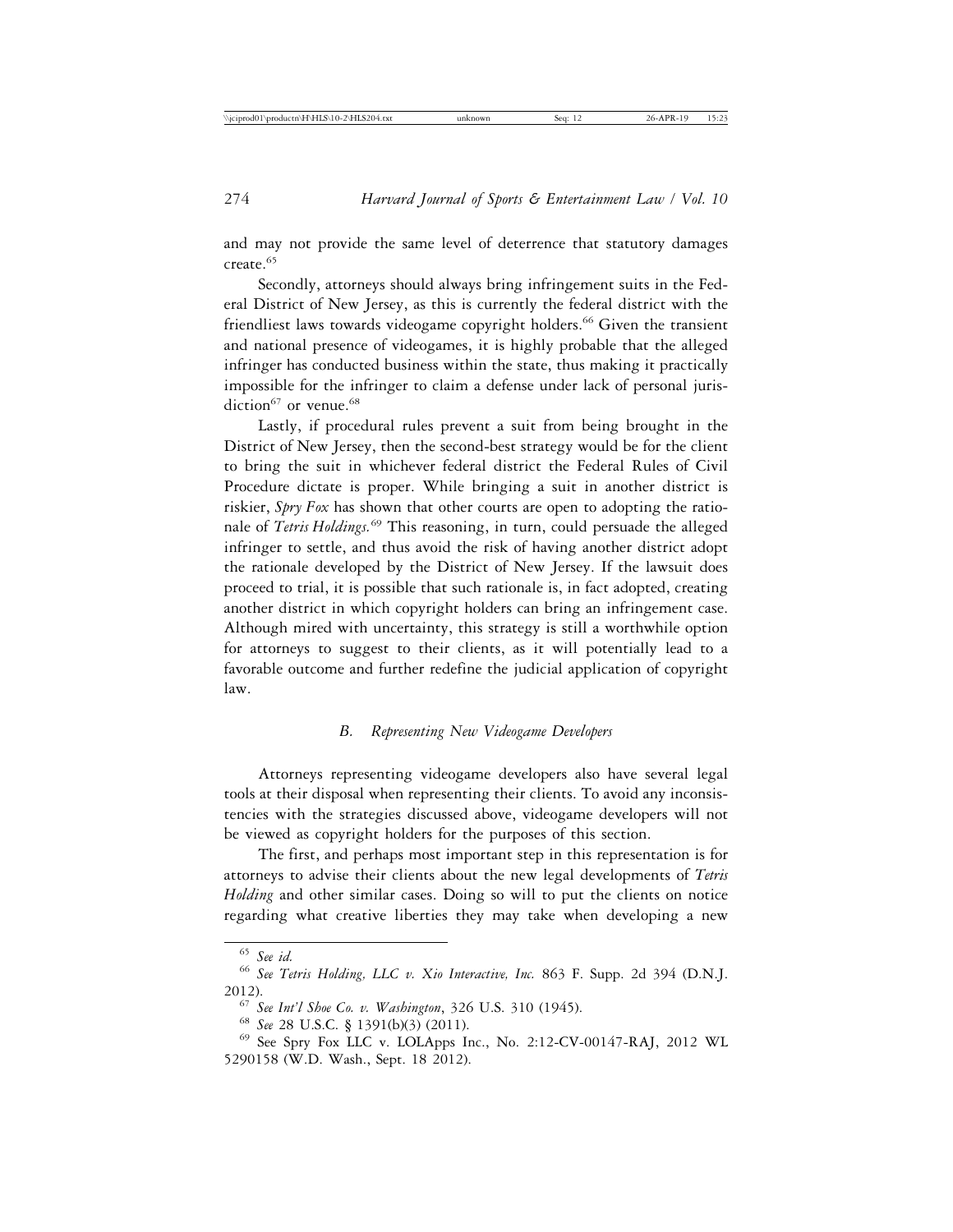and may not provide the same level of deterrence that statutory damages create.[65]

Secondly, attorneys should always bring infringement suits in the Federal District of New Jersey, as this is currently the federal district with the friendliest laws towards videogame copyright holders.[66] Given the transient and national presence of videogames, it is highly probable that the alleged infringer has conducted business within the state, thus making it practically impossible for the infringer to claim a defense under lack of personal jurisdiction[67] or venue.[68]

Lastly, if procedural rules prevent a suit from being brought in the District of New Jersey, then the second-best strategy would be for the client to bring the suit in whichever federal district the Federal Rules of Civil Procedure dictate is proper. While bringing a suit in another district is riskier, *Spry Fox* has shown that other courts are open to adopting the rationale of *Tetris Holdings.*[69] This reasoning, in turn, could persuade the alleged infringer to settle, and thus avoid the risk of having another district adopt the rationale developed by the District of New Jersey. If the lawsuit does proceed to trial, it is possible that such rationale is, in fact adopted, creating another district in which copyright holders can bring an infringement case. Although mired with uncertainty, this strategy is still a worthwhile option for attorneys to suggest to their clients, as it will potentially lead to a favorable outcome and further redefine the judicial application of copyright law.

### *B. Representing New Videogame Developers*

Attorneys representing videogame developers also have several legal tools at their disposal when representing their clients. To avoid any inconsistencies with the strategies discussed above, videogame developers will not be viewed as copyright holders for the purposes of this section.

The first, and perhaps most important step in this representation is for attorneys to advise their clients about the new legal developments of *Tetris Holding* and other similar cases. Doing so will to put the clients on notice regarding what creative liberties they may take when developing a new

---

[65] *See id.*

[66] *See Tetris Holding, LLC v. Xio Interactive, Inc.* 863 F. Supp. 2d 394 (D.N.J. 2012).

[67] *See Int'l Shoe Co. v. Washington*, 326 U.S. 310 (1945).

[68] *See* 28 U.S.C. § 1391(b)(3) (2011).

[69] See Spry Fox LLC v. LOLApps Inc., No. 2:12-CV-00147-RAJ, 2012 WL 5290158 (W.D. Wash., Sept. 18 2012).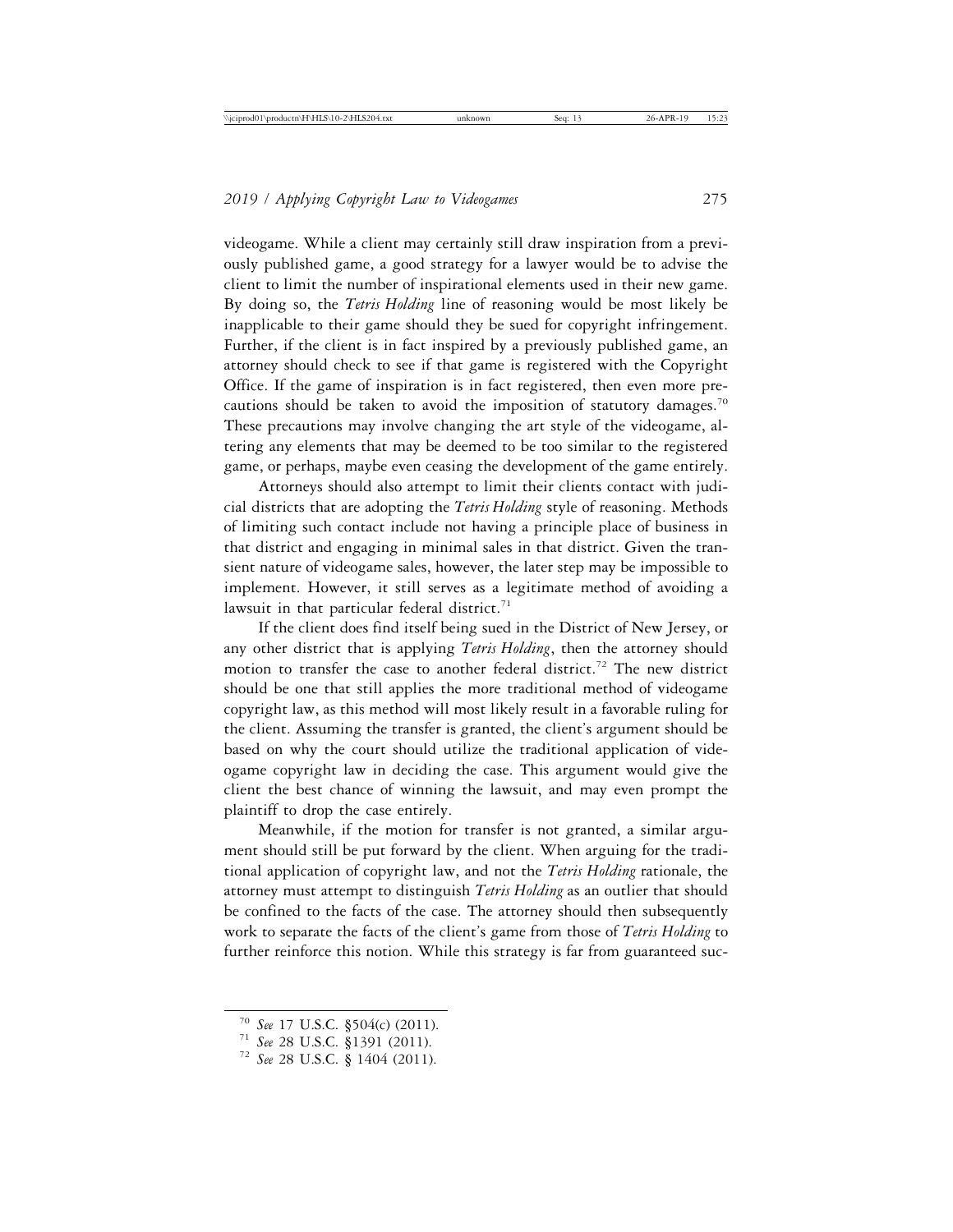videogame. While a client may certainly still draw inspiration from a previously published game, a good strategy for a lawyer would be to advise the client to limit the number of inspirational elements used in their new game. By doing so, the *Tetris Holding* line of reasoning would be most likely be inapplicable to their game should they be sued for copyright infringement. Further, if the client is in fact inspired by a previously published game, an attorney should check to see if that game is registered with the Copyright Office. If the game of inspiration is in fact registered, then even more precautions should be taken to avoid the imposition of statutory damages.[70] These precautions may involve changing the art style of the videogame, altering any elements that may be deemed to be too similar to the registered game, or perhaps, maybe even ceasing the development of the game entirely.

Attorneys should also attempt to limit their clients contact with judicial districts that are adopting the *Tetris Holding* style of reasoning. Methods of limiting such contact include not having a principle place of business in that district and engaging in minimal sales in that district. Given the transient nature of videogame sales, however, the later step may be impossible to implement. However, it still serves as a legitimate method of avoiding a lawsuit in that particular federal district.[71]

If the client does find itself being sued in the District of New Jersey, or any other district that is applying *Tetris Holding*, then the attorney should motion to transfer the case to another federal district.[72] The new district should be one that still applies the more traditional method of videogame copyright law, as this method will most likely result in a favorable ruling for the client. Assuming the transfer is granted, the client's argument should be based on why the court should utilize the traditional application of videogame copyright law in deciding the case. This argument would give the client the best chance of winning the lawsuit, and may even prompt the plaintiff to drop the case entirely.

Meanwhile, if the motion for transfer is not granted, a similar argument should still be put forward by the client. When arguing for the traditional application of copyright law, and not the *Tetris Holding* rationale, the attorney must attempt to distinguish *Tetris Holding* as an outlier that should be confined to the facts of the case. The attorney should then subsequently work to separate the facts of the client's game from those of *Tetris Holding* to further reinforce this notion. While this strategy is far from guaranteed suc-

[70] *See* 17 U.S.C. §504(c) (2011).

[71] *See* 28 U.S.C. §1391 (2011).

[72] *See* 28 U.S.C. § 1404 (2011).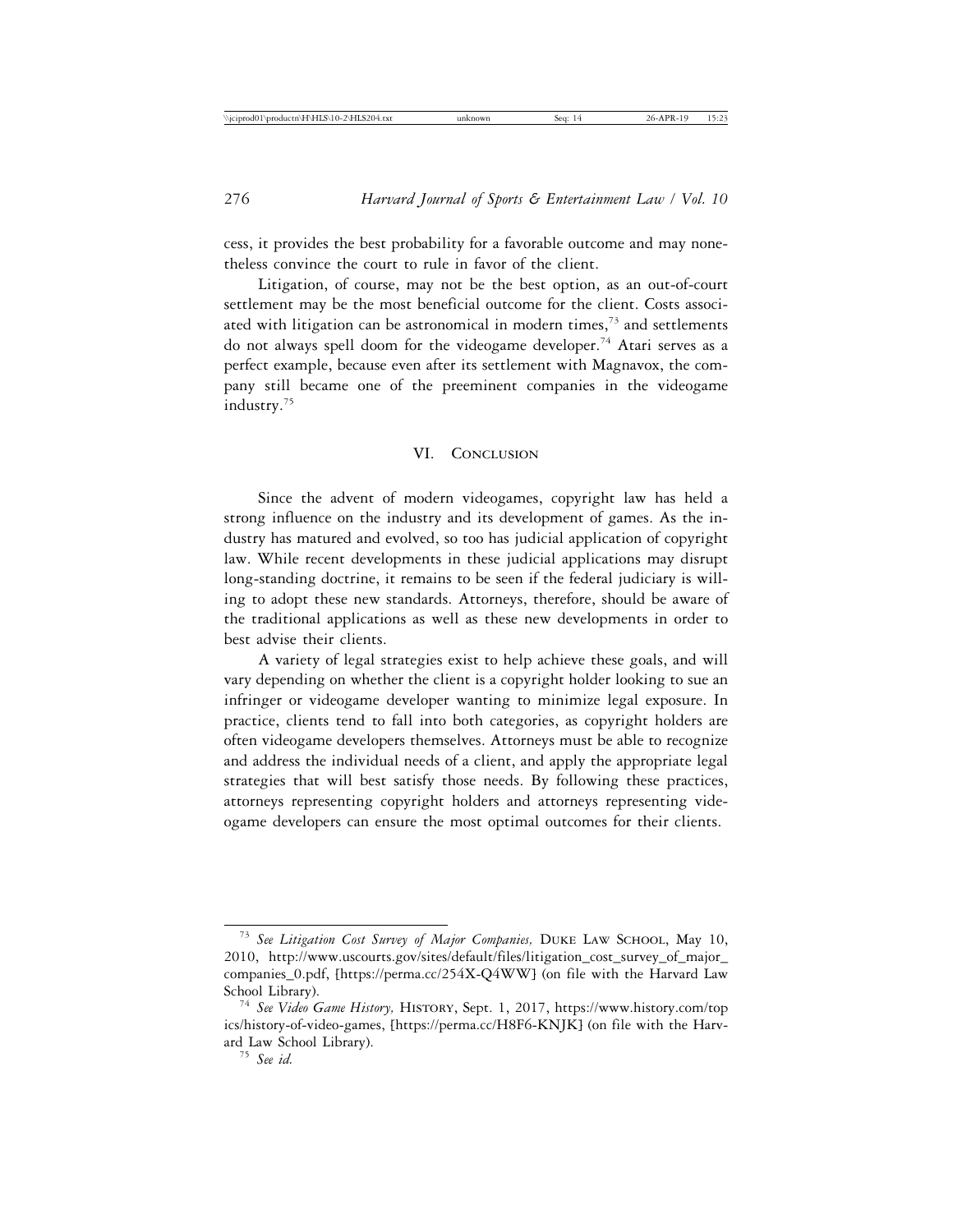cess, it provides the best probability for a favorable outcome and may nonetheless convince the court to rule in favor of the client.

Litigation, of course, may not be the best option, as an out-of-court settlement may be the most beneficial outcome for the client. Costs associated with litigation can be astronomical in modern times,[73] and settlements do not always spell doom for the videogame developer.[74] Atari serves as a perfect example, because even after its settlement with Magnavox, the company still became one of the preeminent companies in the videogame industry.[75]

## VI. Conclusion

Since the advent of modern videogames, copyright law has held a strong influence on the industry and its development of games. As the industry has matured and evolved, so too has judicial application of copyright law. While recent developments in these judicial applications may disrupt long-standing doctrine, it remains to be seen if the federal judiciary is willing to adopt these new standards. Attorneys, therefore, should be aware of the traditional applications as well as these new developments in order to best advise their clients.

A variety of legal strategies exist to help achieve these goals, and will vary depending on whether the client is a copyright holder looking to sue an infringer or videogame developer wanting to minimize legal exposure. In practice, clients tend to fall into both categories, as copyright holders are often videogame developers themselves. Attorneys must be able to recognize and address the individual needs of a client, and apply the appropriate legal strategies that will best satisfy those needs. By following these practices, attorneys representing copyright holders and attorneys representing videogame developers can ensure the most optimal outcomes for their clients.

---

[73] *See Litigation Cost Survey of Major Companies,* Duke Law School, May 10, 2010, http://www.uscourts.gov/sites/default/files/litigation_cost_survey_of_major_companies_0.pdf, [https://perma.cc/254X-Q4WW] (on file with the Harvard Law School Library).

[74] *See Video Game History,* History, Sept. 1, 2017, https://www.history.com/topics/history-of-video-games, [https://perma.cc/H8F6-KNJK] (on file with the Harvard Law School Library).

[75] *See id.*